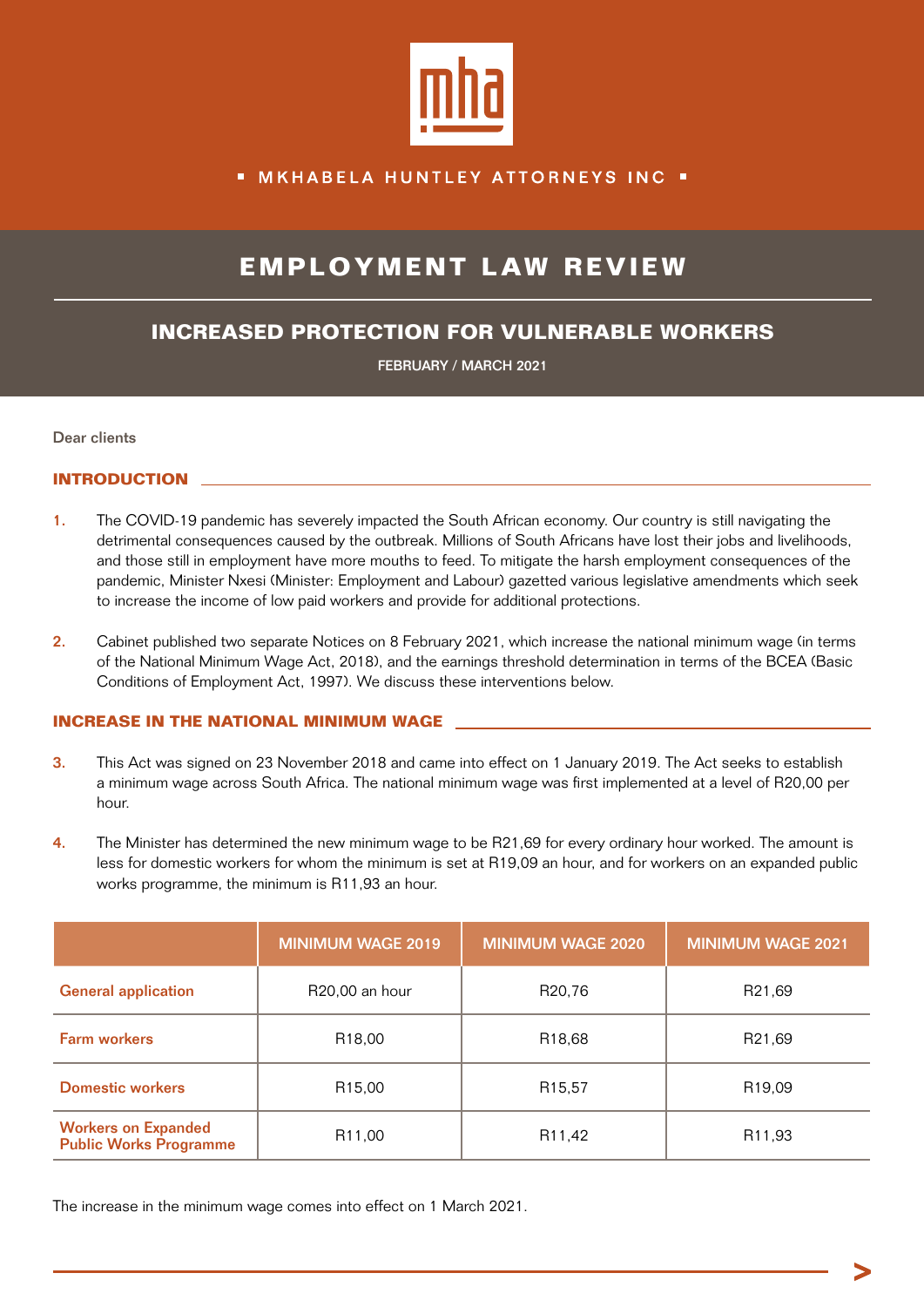MKHABELA HUNTLEY ATTORNEYS INC

# EMPLOYMENT LAW REVIEW

## INCREASED PROTECTION FOR VULNERABLE WORKERS

FEBRUARY / MARCH 2021

Dear clients

### INTRODUCTION

1. The COVID-19 pandemic has severely impacted the South African economy. Our country is still navigating the detrimental consequences caused by the outbreak. Millions of South Africans have lost their jobs and livelihoods, and those still in employment have more mouths to feed. To mitigate the harsh employment consequences of the pandemic, Minister Nxesi (Minister: Employment and Labour) gazetted various legislative amendments which seek to increase the income of low paid workers and provide for additional protections.

2. Cabinet published two separate Notices on 8 February 2021, which increase the national minimum wage (in terms of the National Minimum Wage Act, 2018), and the earnings threshold determination in terms of the BCEA (Basic Conditions of Employment Act, 1997). We discuss these interventions below.

### INCREASE IN THE NATIONAL MINIMUM WAGE

3. This Act was signed on 23 November 2018 and came into effect on 1 January 2019. The Act seeks to establish a minimum wage across South Africa. The national minimum wage was first implemented at a level of R20,00 per hour.

4. The Minister has determined the new minimum wage to be R21,69 for every ordinary hour worked. The amount is less for domestic workers for whom the minimum is set at R19,09 an hour, and for workers on an expanded public works programme, the minimum is R11,93 an hour.

| | MINIMUM WAGE 2019 | MINIMUM WAGE 2020 | MINIMUM WAGE 2021 |
|---|---|---|---|
| **General application** | R20,00 an hour | R20,76 | R21,69 |
| **Farm workers** | R18,00 | R18,68 | R21,69 |
| **Domestic workers** | R15,00 | R15,57 | R19,09 |
| **Workers on Expanded Public Works Programme** | R11,00 | R11,42 | R11,93 |

The increase in the minimum wage comes into effect on 1 March 2021.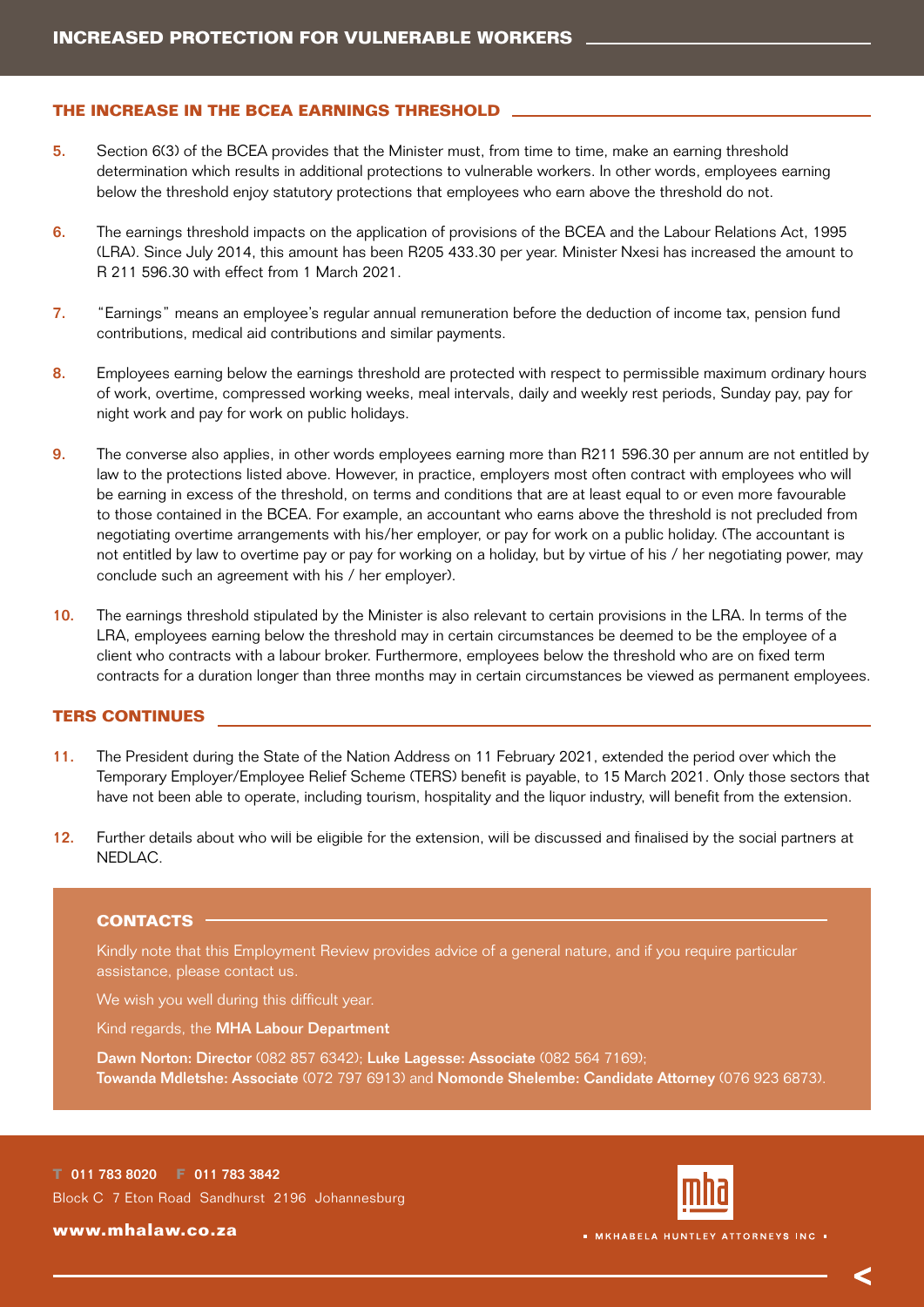## THE INCREASE IN THE BCEA EARNINGS THRESHOLD

5. Section 6(3) of the BCEA provides that the Minister must, from time to time, make an earning threshold determination which results in additional protections to vulnerable workers. In other words, employees earning below the threshold enjoy statutory protections that employees who earn above the threshold do not.

6. The earnings threshold impacts on the application of provisions of the BCEA and the Labour Relations Act, 1995 (LRA). Since July 2014, this amount has been R205 433.30 per year. Minister Nxesi has increased the amount to R 211 596.30 with effect from 1 March 2021.

7. "Earnings" means an employee's regular annual remuneration before the deduction of income tax, pension fund contributions, medical aid contributions and similar payments.

8. Employees earning below the earnings threshold are protected with respect to permissible maximum ordinary hours of work, overtime, compressed working weeks, meal intervals, daily and weekly rest periods, Sunday pay, pay for night work and pay for work on public holidays.

9. The converse also applies, in other words employees earning more than R211 596.30 per annum are not entitled by law to the protections listed above. However, in practice, employers most often contract with employees who will be earning in excess of the threshold, on terms and conditions that are at least equal to or even more favourable to those contained in the BCEA. For example, an accountant who earns above the threshold is not precluded from negotiating overtime arrangements with his/her employer, or pay for work on a public holiday. (The accountant is not entitled by law to overtime pay or pay for working on a holiday, but by virtue of his / her negotiating power, may conclude such an agreement with his / her employer).

10. The earnings threshold stipulated by the Minister is also relevant to certain provisions in the LRA. In terms of the LRA, employees earning below the threshold may in certain circumstances be deemed to be the employee of a client who contracts with a labour broker. Furthermore, employees below the threshold who are on fixed term contracts for a duration longer than three months may in certain circumstances be viewed as permanent employees.

## TERS CONTINUES

11. The President during the State of the Nation Address on 11 February 2021, extended the period over which the Temporary Employer/Employee Relief Scheme (TERS) benefit is payable, to 15 March 2021. Only those sectors that have not been able to operate, including tourism, hospitality and the liquor industry, will benefit from the extension.

12. Further details about who will be eligible for the extension, will be discussed and finalised by the social partners at NEDLAC.

### CONTACTS

Kindly note that this Employment Review provides advice of a general nature, and if you require particular assistance, please contact us.

We wish you well during this difficult year.

Kind regards, the **MHA Labour Department**

**Dawn Norton: Director** (082 857 6342); **Luke Lagesse: Associate** (082 564 7169); **Towanda Mdletshe: Associate** (072 797 6913) and **Nomonde Shelembe: Candidate Attorney** (076 923 6873).

**T** 011 783 8020 **F** 011 783 3842
Block C 7 Eton Road Sandhurst 2196 Johannesburg

**www.mhalaw.co.za**

MKHABELA HUNTLEY ATTORNEYS INC